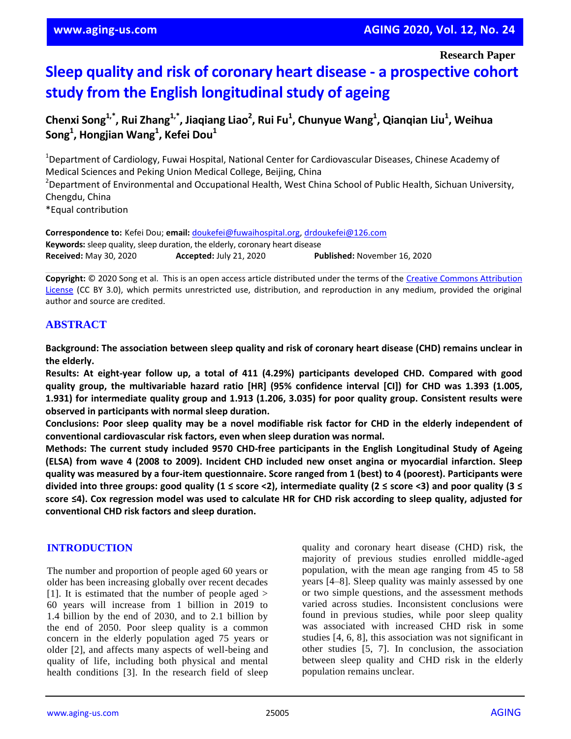Research Paper

# Sleep quality and risk of coronary heart disease - a prospective cohort study from the English longitudinal study of ageing

**Chenxi Song[1,*], Rui Zhang[1,*], Jiaqiang Liao[2], Rui Fu[1], Chunyue Wang[1], Qianqian Liu[1], Weihua Song[1], Hongjian Wang[1], Kefei Dou[1]**

[1]Department of Cardiology, Fuwai Hospital, National Center for Cardiovascular Diseases, Chinese Academy of Medical Sciences and Peking Union Medical College, Beijing, China
[2]Department of Environmental and Occupational Health, West China School of Public Health, Sichuan University, Chengdu, China
*Equal contribution

**Correspondence to:** Kefei Dou; **email:** doukefei@fuwaihospital.org, drdoukefei@126.com
**Keywords:** sleep quality, sleep duration, the elderly, coronary heart disease
**Received:** May 30, 2020 **Accepted:** July 21, 2020 **Published:** November 16, 2020

**Copyright:** © 2020 Song et al. This is an open access article distributed under the terms of the Creative Commons Attribution License (CC BY 3.0), which permits unrestricted use, distribution, and reproduction in any medium, provided the original author and source are credited.

## ABSTRACT

**Background: The association between sleep quality and risk of coronary heart disease (CHD) remains unclear in the elderly.**

**Results: At eight-year follow up, a total of 411 (4.29%) participants developed CHD. Compared with good quality group, the multivariable hazard ratio [HR] (95% confidence interval [CI]) for CHD was 1.393 (1.005, 1.931) for intermediate quality group and 1.913 (1.206, 3.035) for poor quality group. Consistent results were observed in participants with normal sleep duration.**

**Conclusions: Poor sleep quality may be a novel modifiable risk factor for CHD in the elderly independent of conventional cardiovascular risk factors, even when sleep duration was normal.**

**Methods: The current study included 9570 CHD-free participants in the English Longitudinal Study of Ageing (ELSA) from wave 4 (2008 to 2009). Incident CHD included new onset angina or myocardial infarction. Sleep quality was measured by a four-item questionnaire. Score ranged from 1 (best) to 4 (poorest). Participants were divided into three groups: good quality (1 ≤ score <2), intermediate quality (2 ≤ score <3) and poor quality (3 ≤ score ≤4). Cox regression model was used to calculate HR for CHD risk according to sleep quality, adjusted for conventional CHD risk factors and sleep duration.**

## INTRODUCTION

The number and proportion of people aged 60 years or older has been increasing globally over recent decades [1]. It is estimated that the number of people aged > 60 years will increase from 1 billion in 2019 to 1.4 billion by the end of 2030, and to 2.1 billion by the end of 2050. Poor sleep quality is a common concern in the elderly population aged 75 years or older [2], and affects many aspects of well-being and quality of life, including both physical and mental health conditions [3]. In the research field of sleep quality and coronary heart disease (CHD) risk, the majority of previous studies enrolled middle-aged population, with the mean age ranging from 45 to 58 years [4–8]. Sleep quality was mainly assessed by one or two simple questions, and the assessment methods varied across studies. Inconsistent conclusions were found in previous studies, while poor sleep quality was associated with increased CHD risk in some studies [4, 6, 8], this association was not significant in other studies [5, 7]. In conclusion, the association between sleep quality and CHD risk in the elderly population remains unclear.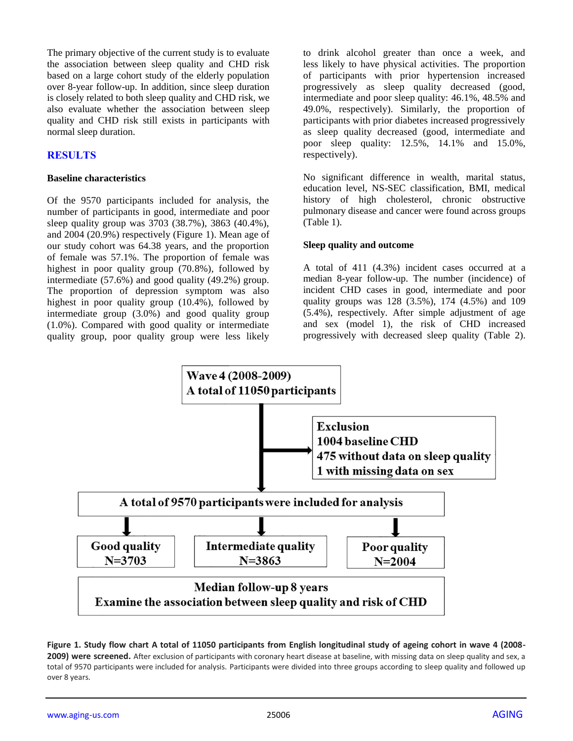The primary objective of the current study is to evaluate the association between sleep quality and CHD risk based on a large cohort study of the elderly population over 8-year follow-up. In addition, since sleep duration is closely related to both sleep quality and CHD risk, we also evaluate whether the association between sleep quality and CHD risk still exists in participants with normal sleep duration.

## RESULTS

### Baseline characteristics

Of the 9570 participants included for analysis, the number of participants in good, intermediate and poor sleep quality group was 3703 (38.7%), 3863 (40.4%), and 2004 (20.9%) respectively (Figure 1). Mean age of our study cohort was 64.38 years, and the proportion of female was 57.1%. The proportion of female was highest in poor quality group (70.8%), followed by intermediate (57.6%) and good quality (49.2%) group. The proportion of depression symptom was also highest in poor quality group (10.4%), followed by intermediate group (3.0%) and good quality group (1.0%). Compared with good quality or intermediate quality group, poor quality group were less likely to drink alcohol greater than once a week, and less likely to have physical activities. The proportion of participants with prior hypertension increased progressively as sleep quality decreased (good, intermediate and poor sleep quality: 46.1%, 48.5% and 49.0%, respectively). Similarly, the proportion of participants with prior diabetes increased progressively as sleep quality decreased (good, intermediate and poor sleep quality: 12.5%, 14.1% and 15.0%, respectively).

No significant difference in wealth, marital status, education level, NS-SEC classification, BMI, medical history of high cholesterol, chronic obstructive pulmonary disease and cancer were found across groups (Table 1).

### Sleep quality and outcome

A total of 411 (4.3%) incident cases occurred at a median 8-year follow-up. The number (incidence) of incident CHD cases in good, intermediate and poor quality groups was 128 (3.5%), 174 (4.5%) and 109 (5.4%), respectively. After simple adjustment of age and sex (model 1), the risk of CHD increased progressively with decreased sleep quality (Table 2).

**Wave 4 (2008-2009)**
**A total of 11050 participants**

**Exclusion**
**1004 baseline CHD**
**475 without data on sleep quality**
**1 with missing data on sex**

**A total of 9570 participants were included for analysis**

| Good quality | Intermediate quality | Poor quality |
|---|---|---|
| N=3703 | N=3863 | N=2004 |

**Median follow-up 8 years**
**Examine the association between sleep quality and risk of CHD**

**Figure 1. Study flow chart A total of 11050 participants from English longitudinal study of ageing cohort in wave 4 (2008-2009) were screened.** After exclusion of participants with coronary heart disease at baseline, with missing data on sleep quality and sex, a total of 9570 participants were included for analysis. Participants were divided into three groups according to sleep quality and followed up over 8 years.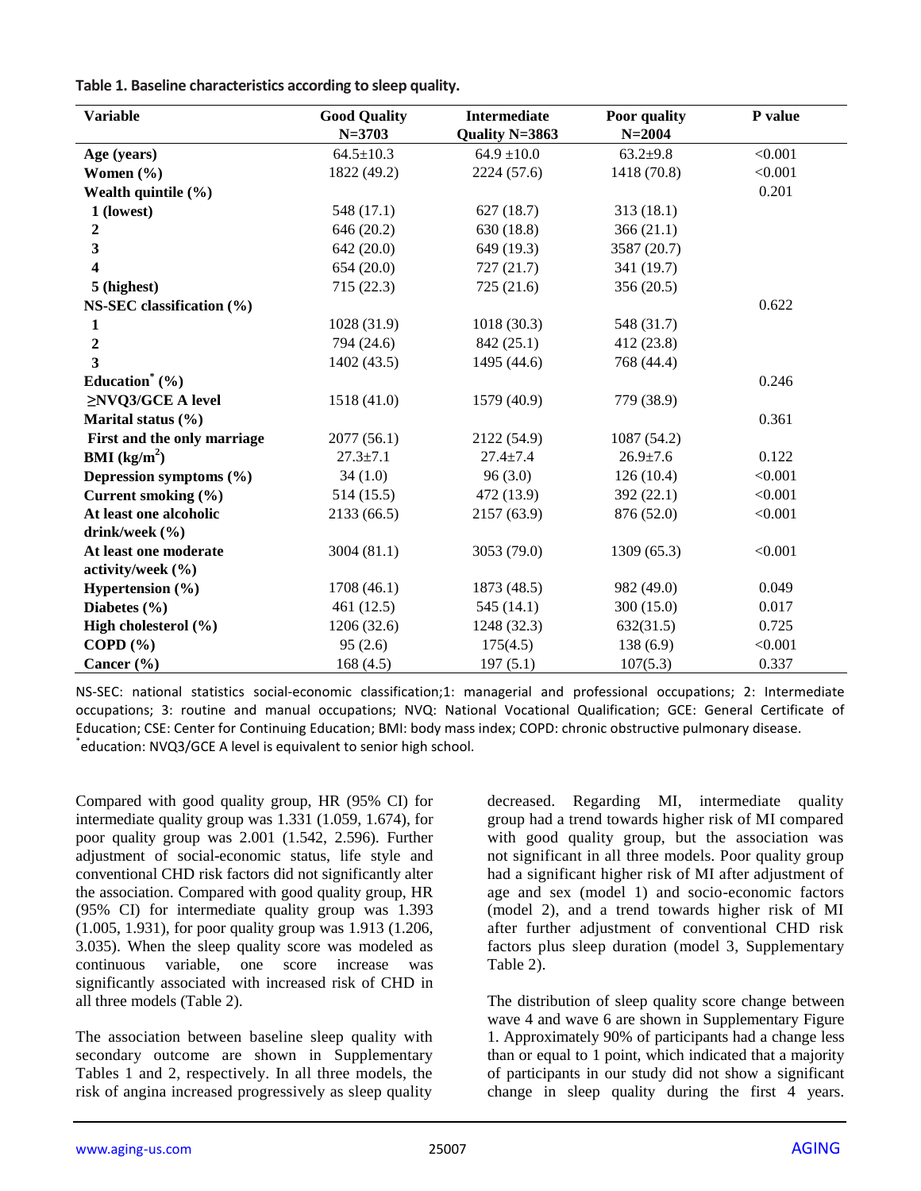**Table 1. Baseline characteristics according to sleep quality.**

| Variable | Good Quality N=3703 | Intermediate Quality N=3863 | Poor quality N=2004 | P value |
|---|---|---|---|---|
| **Age (years)** | 64.5±10.3 | 64.9 ±10.0 | 63.2±9.8 | <0.001 |
| **Women (%)** | 1822 (49.2) | 2224 (57.6) | 1418 (70.8) | <0.001 |
| **Wealth quintile (%)** | | | | 0.201 |
| **1 (lowest)** | 548 (17.1) | 627 (18.7) | 313 (18.1) | |
| **2** | 646 (20.2) | 630 (18.8) | 366 (21.1) | |
| **3** | 642 (20.0) | 649 (19.3) | 3587 (20.7) | |
| **4** | 654 (20.0) | 727 (21.7) | 341 (19.7) | |
| **5 (highest)** | 715 (22.3) | 725 (21.6) | 356 (20.5) | |
| **NS-SEC classification (%)** | | | | 0.622 |
| **1** | 1028 (31.9) | 1018 (30.3) | 548 (31.7) | |
| **2** | 794 (24.6) | 842 (25.1) | 412 (23.8) | |
| **3** | 1402 (43.5) | 1495 (44.6) | 768 (44.4) | |
| **Education* (%)** | | | | 0.246 |
| **≥NVQ3/GCE A level** | 1518 (41.0) | 1579 (40.9) | 779 (38.9) | |
| **Marital status (%)** | | | | 0.361 |
| **First and the only marriage** | 2077 (56.1) | 2122 (54.9) | 1087 (54.2) | |
| **BMI (kg/m$^2$)** | 27.3±7.1 | 27.4±7.4 | 26.9±7.6 | 0.122 |
| **Depression symptoms (%)** | 34 (1.0) | 96 (3.0) | 126 (10.4) | <0.001 |
| **Current smoking (%)** | 514 (15.5) | 472 (13.9) | 392 (22.1) | <0.001 |
| **At least one alcoholic drink/week (%)** | 2133 (66.5) | 2157 (63.9) | 876 (52.0) | <0.001 |
| **At least one moderate activity/week (%)** | 3004 (81.1) | 3053 (79.0) | 1309 (65.3) | <0.001 |
| **Hypertension (%)** | 1708 (46.1) | 1873 (48.5) | 982 (49.0) | 0.049 |
| **Diabetes (%)** | 461 (12.5) | 545 (14.1) | 300 (15.0) | 0.017 |
| **High cholesterol (%)** | 1206 (32.6) | 1248 (32.3) | 632(31.5) | 0.725 |
| **COPD (%)** | 95 (2.6) | 175(4.5) | 138 (6.9) | <0.001 |
| **Cancer (%)** | 168 (4.5) | 197 (5.1) | 107(5.3) | 0.337 |

NS-SEC: national statistics social-economic classification;1: managerial and professional occupations; 2: Intermediate occupations; 3: routine and manual occupations; NVQ: National Vocational Qualification; GCE: General Certificate of Education; CSE: Center for Continuing Education; BMI: body mass index; COPD: chronic obstructive pulmonary disease.
*education: NVQ3/GCE A level is equivalent to senior high school.

Compared with good quality group, HR (95% CI) for intermediate quality group was 1.331 (1.059, 1.674), for poor quality group was 2.001 (1.542, 2.596). Further adjustment of social-economic status, life style and conventional CHD risk factors did not significantly alter the association. Compared with good quality group, HR (95% CI) for intermediate quality group was 1.393 (1.005, 1.931), for poor quality group was 1.913 (1.206, 3.035). When the sleep quality score was modeled as continuous variable, one score increase was significantly associated with increased risk of CHD in all three models (Table 2).

The association between baseline sleep quality with secondary outcome are shown in Supplementary Tables 1 and 2, respectively. In all three models, the risk of angina increased progressively as sleep quality decreased. Regarding MI, intermediate quality group had a trend towards higher risk of MI compared with good quality group, but the association was not significant in all three models. Poor quality group had a significant higher risk of MI after adjustment of age and sex (model 1) and socio-economic factors (model 2), and a trend towards higher risk of MI after further adjustment of conventional CHD risk factors plus sleep duration (model 3, Supplementary Table 2).

The distribution of sleep quality score change between wave 4 and wave 6 are shown in Supplementary Figure 1. Approximately 90% of participants had a change less than or equal to 1 point, which indicated that a majority of participants in our study did not show a significant change in sleep quality during the first 4 years.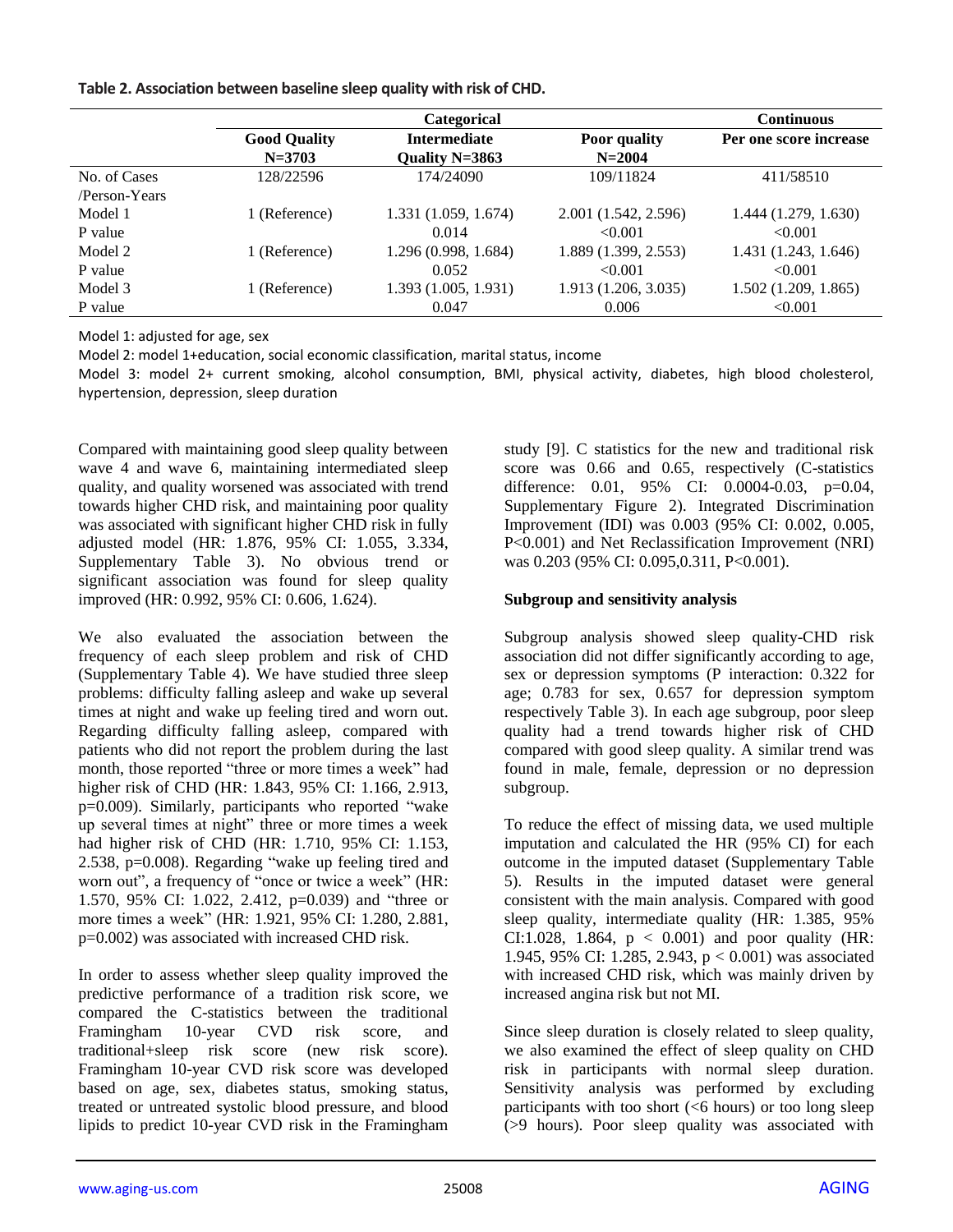**Table 2. Association between baseline sleep quality with risk of CHD.**

| | Categorical | | | Continuous |
|---|---|---|---|---|
| | Good Quality N=3703 | Intermediate Quality N=3863 | Poor quality N=2004 | Per one score increase |
| No. of Cases /Person-Years | 128/22596 | 174/24090 | 109/11824 | 411/58510 |
| Model 1 | 1 (Reference) | 1.331 (1.059, 1.674) | 2.001 (1.542, 2.596) | 1.444 (1.279, 1.630) |
| P value | | 0.014 | <0.001 | <0.001 |
| Model 2 | 1 (Reference) | 1.296 (0.998, 1.684) | 1.889 (1.399, 2.553) | 1.431 (1.243, 1.646) |
| P value | | 0.052 | <0.001 | <0.001 |
| Model 3 | 1 (Reference) | 1.393 (1.005, 1.931) | 1.913 (1.206, 3.035) | 1.502 (1.209, 1.865) |
| P value | | 0.047 | 0.006 | <0.001 |

Model 1: adjusted for age, sex

Model 2: model 1+education, social economic classification, marital status, income

Model 3: model 2+ current smoking, alcohol consumption, BMI, physical activity, diabetes, high blood cholesterol, hypertension, depression, sleep duration

Compared with maintaining good sleep quality between wave 4 and wave 6, maintaining intermediated sleep quality, and quality worsened was associated with trend towards higher CHD risk, and maintaining poor quality was associated with significant higher CHD risk in fully adjusted model (HR: 1.876, 95% CI: 1.055, 3.334, Supplementary Table 3). No obvious trend or significant association was found for sleep quality improved (HR: 0.992, 95% CI: 0.606, 1.624).

We also evaluated the association between the frequency of each sleep problem and risk of CHD (Supplementary Table 4). We have studied three sleep problems: difficulty falling asleep and wake up several times at night and wake up feeling tired and worn out. Regarding difficulty falling asleep, compared with patients who did not report the problem during the last month, those reported "three or more times a week" had higher risk of CHD (HR: 1.843, 95% CI: 1.166, 2.913, p=0.009). Similarly, participants who reported "wake up several times at night" three or more times a week had higher risk of CHD (HR: 1.710, 95% CI: 1.153, 2.538, p=0.008). Regarding "wake up feeling tired and worn out", a frequency of "once or twice a week" (HR: 1.570, 95% CI: 1.022, 2.412, p=0.039) and "three or more times a week" (HR: 1.921, 95% CI: 1.280, 2.881, p=0.002) was associated with increased CHD risk.

In order to assess whether sleep quality improved the predictive performance of a tradition risk score, we compared the C-statistics between the traditional Framingham 10-year CVD risk score, and traditional+sleep risk score (new risk score). Framingham 10-year CVD risk score was developed based on age, sex, diabetes status, smoking status, treated or untreated systolic blood pressure, and blood lipids to predict 10-year CVD risk in the Framingham study [9]. C statistics for the new and traditional risk score was 0.66 and 0.65, respectively (C-statistics difference: 0.01, 95% CI: 0.0004-0.03, p=0.04, Supplementary Figure 2). Integrated Discrimination Improvement (IDI) was 0.003 (95% CI: 0.002, 0.005, P<0.001) and Net Reclassification Improvement (NRI) was 0.203 (95% CI: 0.095,0.311, P<0.001).

### Subgroup and sensitivity analysis

Subgroup analysis showed sleep quality-CHD risk association did not differ significantly according to age, sex or depression symptoms (P interaction: 0.322 for age; 0.783 for sex, 0.657 for depression symptom respectively Table 3). In each age subgroup, poor sleep quality had a trend towards higher risk of CHD compared with good sleep quality. A similar trend was found in male, female, depression or no depression subgroup.

To reduce the effect of missing data, we used multiple imputation and calculated the HR (95% CI) for each outcome in the imputed dataset (Supplementary Table 5). Results in the imputed dataset were general consistent with the main analysis. Compared with good sleep quality, intermediate quality (HR: 1.385, 95% CI:1.028, 1.864, $p < 0.001$) and poor quality (HR: 1.945, 95% CI: 1.285, 2.943, $p < 0.001$) was associated with increased CHD risk, which was mainly driven by increased angina risk but not MI.

Since sleep duration is closely related to sleep quality, we also examined the effect of sleep quality on CHD risk in participants with normal sleep duration. Sensitivity analysis was performed by excluding participants with too short (<6 hours) or too long sleep (>9 hours). Poor sleep quality was associated with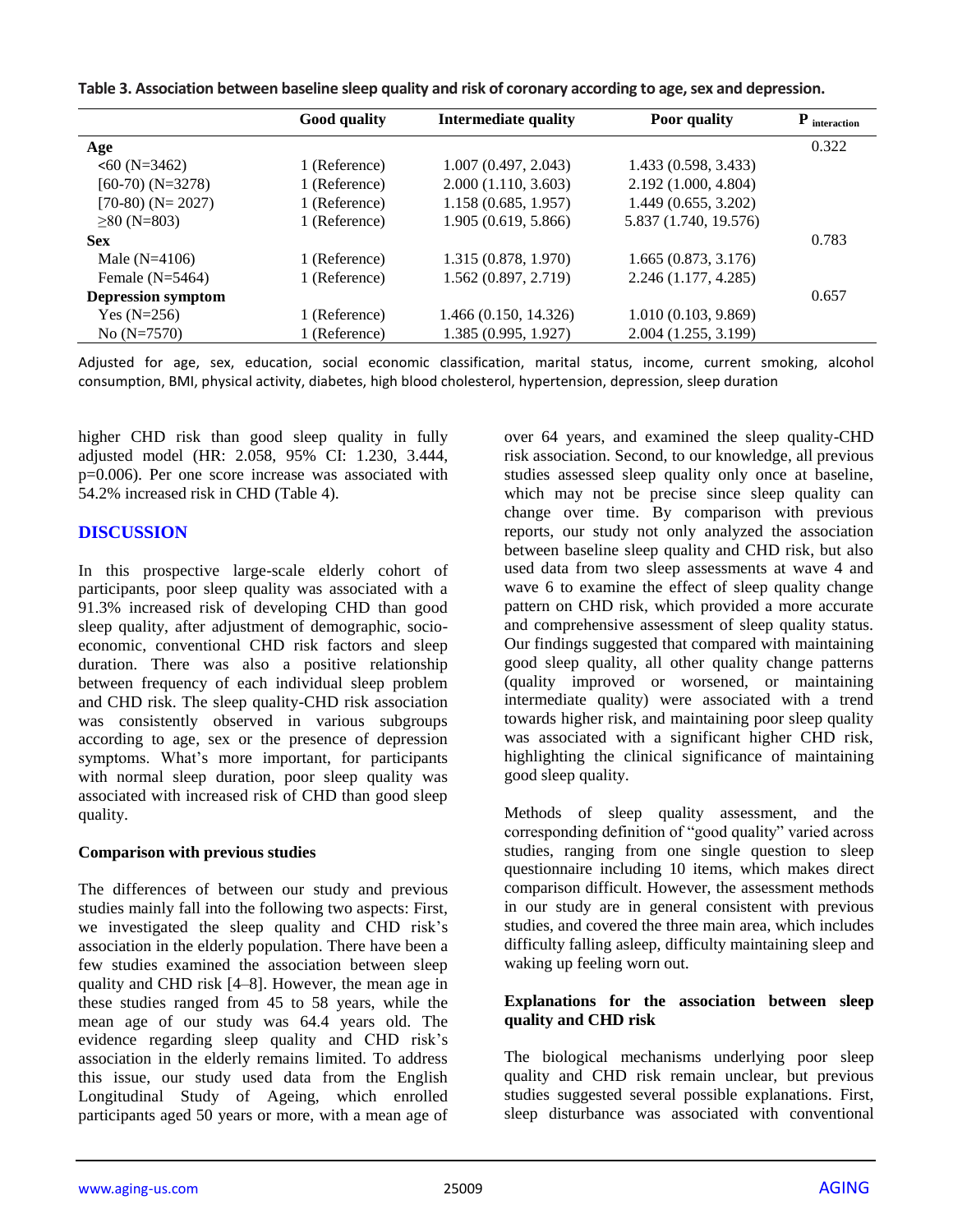**Table 3. Association between baseline sleep quality and risk of coronary according to age, sex and depression.**

| | Good quality | Intermediate quality | Poor quality | $P_{interaction}$ |
|---|---|---|---|---|
| **Age** | | | | 0.322 |
| <60 (N=3462) | 1 (Reference) | 1.007 (0.497, 2.043) | 1.433 (0.598, 3.433) | |
| [60-70) (N=3278) | 1 (Reference) | 2.000 (1.110, 3.603) | 2.192 (1.000, 4.804) | |
| [70-80) (N= 2027) | 1 (Reference) | 1.158 (0.685, 1.957) | 1.449 (0.655, 3.202) | |
| ≥80 (N=803) | 1 (Reference) | 1.905 (0.619, 5.866) | 5.837 (1.740, 19.576) | |
| **Sex** | | | | 0.783 |
| Male (N=4106) | 1 (Reference) | 1.315 (0.878, 1.970) | 1.665 (0.873, 3.176) | |
| Female (N=5464) | 1 (Reference) | 1.562 (0.897, 2.719) | 2.246 (1.177, 4.285) | |
| **Depression symptom** | | | | 0.657 |
| Yes (N=256) | 1 (Reference) | 1.466 (0.150, 14.326) | 1.010 (0.103, 9.869) | |
| No (N=7570) | 1 (Reference) | 1.385 (0.995, 1.927) | 2.004 (1.255, 3.199) | |

Adjusted for age, sex, education, social economic classification, marital status, income, current smoking, alcohol consumption, BMI, physical activity, diabetes, high blood cholesterol, hypertension, depression, sleep duration

higher CHD risk than good sleep quality in fully adjusted model (HR: 2.058, 95% CI: 1.230, 3.444, p=0.006). Per one score increase was associated with 54.2% increased risk in CHD (Table 4).

## DISCUSSION

In this prospective large-scale elderly cohort of participants, poor sleep quality was associated with a 91.3% increased risk of developing CHD than good sleep quality, after adjustment of demographic, socio-economic, conventional CHD risk factors and sleep duration. There was also a positive relationship between frequency of each individual sleep problem and CHD risk. The sleep quality-CHD risk association was consistently observed in various subgroups according to age, sex or the presence of depression symptoms. What's more important, for participants with normal sleep duration, poor sleep quality was associated with increased risk of CHD than good sleep quality.

### Comparison with previous studies

The differences of between our study and previous studies mainly fall into the following two aspects: First, we investigated the sleep quality and CHD risk's association in the elderly population. There have been a few studies examined the association between sleep quality and CHD risk [4–8]. However, the mean age in these studies ranged from 45 to 58 years, while the mean age of our study was 64.4 years old. The evidence regarding sleep quality and CHD risk's association in the elderly remains limited. To address this issue, our study used data from the English Longitudinal Study of Ageing, which enrolled participants aged 50 years or more, with a mean age of over 64 years, and examined the sleep quality-CHD risk association. Second, to our knowledge, all previous studies assessed sleep quality only once at baseline, which may not be precise since sleep quality can change over time. By comparison with previous reports, our study not only analyzed the association between baseline sleep quality and CHD risk, but also used data from two sleep assessments at wave 4 and wave 6 to examine the effect of sleep quality change pattern on CHD risk, which provided a more accurate and comprehensive assessment of sleep quality status. Our findings suggested that compared with maintaining good sleep quality, all other quality change patterns (quality improved or worsened, or maintaining intermediate quality) were associated with a trend towards higher risk, and maintaining poor sleep quality was associated with a significant higher CHD risk, highlighting the clinical significance of maintaining good sleep quality.

Methods of sleep quality assessment, and the corresponding definition of "good quality" varied across studies, ranging from one single question to sleep questionnaire including 10 items, which makes direct comparison difficult. However, the assessment methods in our study are in general consistent with previous studies, and covered the three main area, which includes difficulty falling asleep, difficulty maintaining sleep and waking up feeling worn out.

### Explanations for the association between sleep quality and CHD risk

The biological mechanisms underlying poor sleep quality and CHD risk remain unclear, but previous studies suggested several possible explanations. First, sleep disturbance was associated with conventional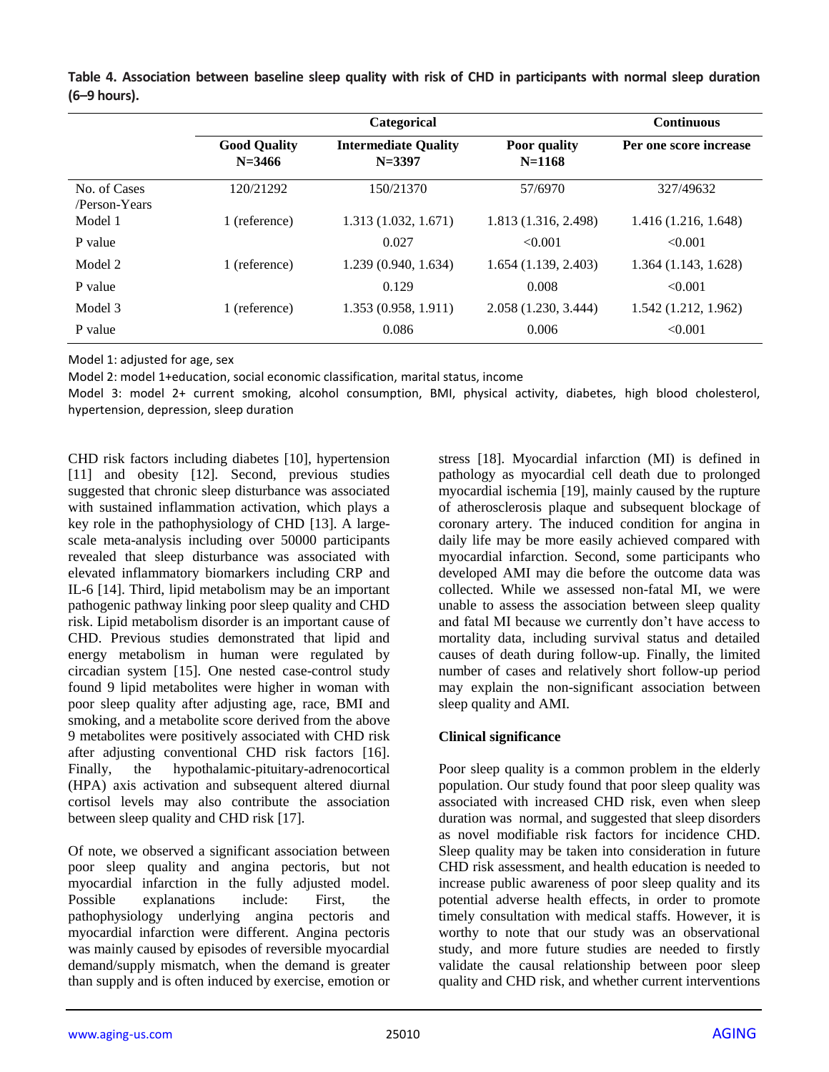**Table 4. Association between baseline sleep quality with risk of CHD in participants with normal sleep duration (6–9 hours).**

| | Categorical | | | Continuous |
|---|---|---|---|---|
| | **Good Quality N=3466** | **Intermediate Quality N=3397** | **Poor quality N=1168** | **Per one score increase** |
| No. of Cases /Person-Years | 120/21292 | 150/21370 | 57/6970 | 327/49632 |
| Model 1 | 1 (reference) | 1.313 (1.032, 1.671) | 1.813 (1.316, 2.498) | 1.416 (1.216, 1.648) |
| P value | | 0.027 | <0.001 | <0.001 |
| Model 2 | 1 (reference) | 1.239 (0.940, 1.634) | 1.654 (1.139, 2.403) | 1.364 (1.143, 1.628) |
| P value | | 0.129 | 0.008 | <0.001 |
| Model 3 | 1 (reference) | 1.353 (0.958, 1.911) | 2.058 (1.230, 3.444) | 1.542 (1.212, 1.962) |
| P value | | 0.086 | 0.006 | <0.001 |

Model 1: adjusted for age, sex

Model 2: model 1+education, social economic classification, marital status, income

Model 3: model 2+ current smoking, alcohol consumption, BMI, physical activity, diabetes, high blood cholesterol, hypertension, depression, sleep duration

CHD risk factors including diabetes [10], hypertension [11] and obesity [12]. Second, previous studies suggested that chronic sleep disturbance was associated with sustained inflammation activation, which plays a key role in the pathophysiology of CHD [13]. A large-scale meta-analysis including over 50000 participants revealed that sleep disturbance was associated with elevated inflammatory biomarkers including CRP and IL-6 [14]. Third, lipid metabolism may be an important pathogenic pathway linking poor sleep quality and CHD risk. Lipid metabolism disorder is an important cause of CHD. Previous studies demonstrated that lipid and energy metabolism in human were regulated by circadian system [15]. One nested case-control study found 9 lipid metabolites were higher in woman with poor sleep quality after adjusting age, race, BMI and smoking, and a metabolite score derived from the above 9 metabolites were positively associated with CHD risk after adjusting conventional CHD risk factors [16]. Finally, the hypothalamic-pituitary-adrenocortical (HPA) axis activation and subsequent altered diurnal cortisol levels may also contribute the association between sleep quality and CHD risk [17].

Of note, we observed a significant association between poor sleep quality and angina pectoris, but not myocardial infarction in the fully adjusted model. Possible explanations include: First, the pathophysiology underlying angina pectoris and myocardial infarction were different. Angina pectoris was mainly caused by episodes of reversible myocardial demand/supply mismatch, when the demand is greater than supply and is often induced by exercise, emotion or stress [18]. Myocardial infarction (MI) is defined in pathology as myocardial cell death due to prolonged myocardial ischemia [19], mainly caused by the rupture of atherosclerosis plaque and subsequent blockage of coronary artery. The induced condition for angina in daily life may be more easily achieved compared with myocardial infarction. Second, some participants who developed AMI may die before the outcome data was collected. While we assessed non-fatal MI, we were unable to assess the association between sleep quality and fatal MI because we currently don't have access to mortality data, including survival status and detailed causes of death during follow-up. Finally, the limited number of cases and relatively short follow-up period may explain the non-significant association between sleep quality and AMI.

**Clinical significance**

Poor sleep quality is a common problem in the elderly population. Our study found that poor sleep quality was associated with increased CHD risk, even when sleep duration was normal, and suggested that sleep disorders as novel modifiable risk factors for incidence CHD. Sleep quality may be taken into consideration in future CHD risk assessment, and health education is needed to increase public awareness of poor sleep quality and its potential adverse health effects, in order to promote timely consultation with medical staffs. However, it is worthy to note that our study was an observational study, and more future studies are needed to firstly validate the causal relationship between poor sleep quality and CHD risk, and whether current interventions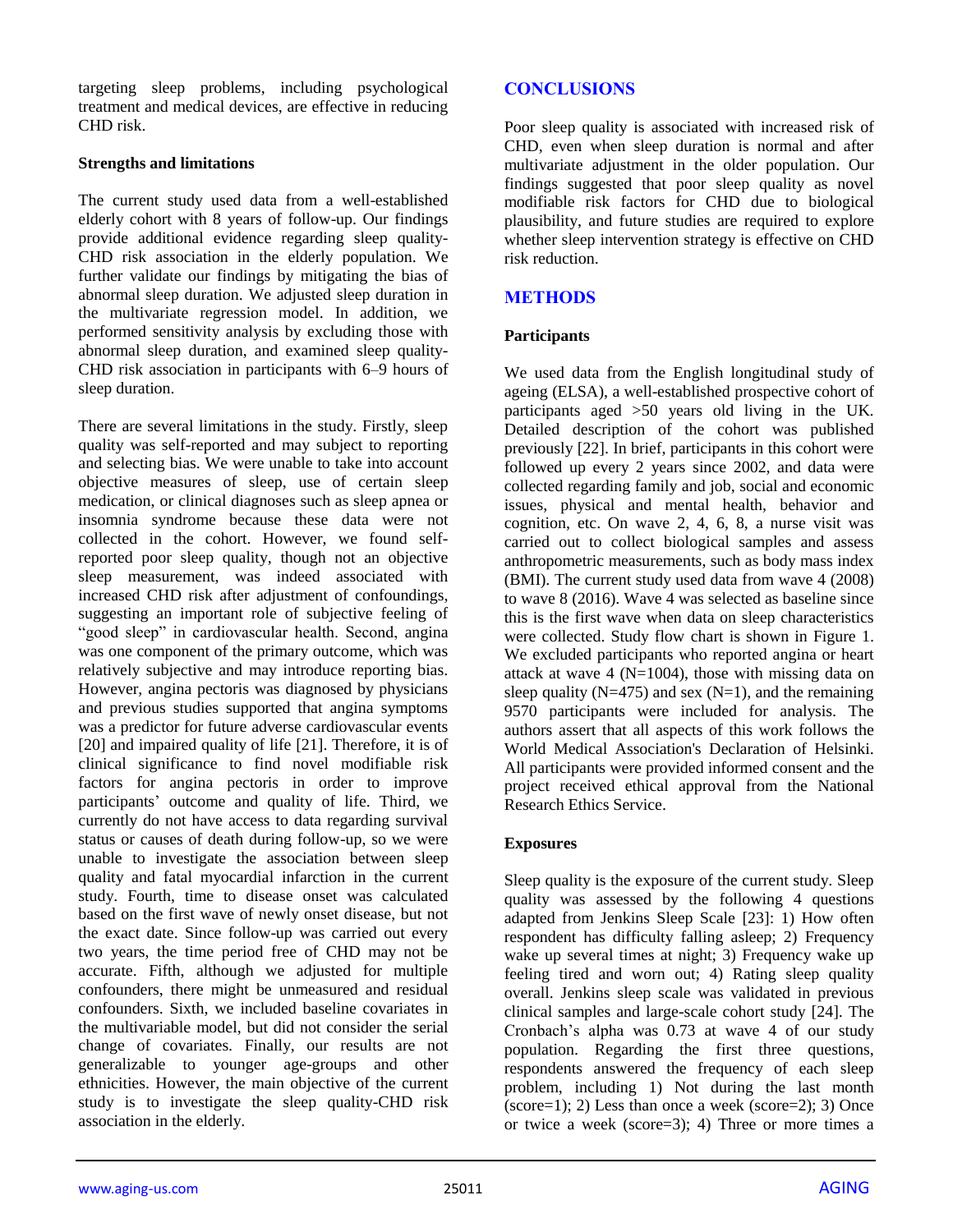targeting sleep problems, including psychological treatment and medical devices, are effective in reducing CHD risk.

### Strengths and limitations

The current study used data from a well-established elderly cohort with 8 years of follow-up. Our findings provide additional evidence regarding sleep quality-CHD risk association in the elderly population. We further validate our findings by mitigating the bias of abnormal sleep duration. We adjusted sleep duration in the multivariate regression model. In addition, we performed sensitivity analysis by excluding those with abnormal sleep duration, and examined sleep quality-CHD risk association in participants with 6–9 hours of sleep duration.

There are several limitations in the study. Firstly, sleep quality was self-reported and may subject to reporting and selecting bias. We were unable to take into account objective measures of sleep, use of certain sleep medication, or clinical diagnoses such as sleep apnea or insomnia syndrome because these data were not collected in the cohort. However, we found self-reported poor sleep quality, though not an objective sleep measurement, was indeed associated with increased CHD risk after adjustment of confoundings, suggesting an important role of subjective feeling of "good sleep" in cardiovascular health. Second, angina was one component of the primary outcome, which was relatively subjective and may introduce reporting bias. However, angina pectoris was diagnosed by physicians and previous studies supported that angina symptoms was a predictor for future adverse cardiovascular events [20] and impaired quality of life [21]. Therefore, it is of clinical significance to find novel modifiable risk factors for angina pectoris in order to improve participants' outcome and quality of life. Third, we currently do not have access to data regarding survival status or causes of death during follow-up, so we were unable to investigate the association between sleep quality and fatal myocardial infarction in the current study. Fourth, time to disease onset was calculated based on the first wave of newly onset disease, but not the exact date. Since follow-up was carried out every two years, the time period free of CHD may not be accurate. Fifth, although we adjusted for multiple confounders, there might be unmeasured and residual confounders. Sixth, we included baseline covariates in the multivariable model, but did not consider the serial change of covariates. Finally, our results are not generalizable to younger age-groups and other ethnicities. However, the main objective of the current study is to investigate the sleep quality-CHD risk association in the elderly.

## CONCLUSIONS

Poor sleep quality is associated with increased risk of CHD, even when sleep duration is normal and after multivariate adjustment in the older population. Our findings suggested that poor sleep quality as novel modifiable risk factors for CHD due to biological plausibility, and future studies are required to explore whether sleep intervention strategy is effective on CHD risk reduction.

## METHODS

### Participants

We used data from the English longitudinal study of ageing (ELSA), a well-established prospective cohort of participants aged >50 years old living in the UK. Detailed description of the cohort was published previously [22]. In brief, participants in this cohort were followed up every 2 years since 2002, and data were collected regarding family and job, social and economic issues, physical and mental health, behavior and cognition, etc. On wave 2, 4, 6, 8, a nurse visit was carried out to collect biological samples and assess anthropometric measurements, such as body mass index (BMI). The current study used data from wave 4 (2008) to wave 8 (2016). Wave 4 was selected as baseline since this is the first wave when data on sleep characteristics were collected. Study flow chart is shown in Figure 1. We excluded participants who reported angina or heart attack at wave 4 (N=1004), those with missing data on sleep quality (N=475) and sex (N=1), and the remaining 9570 participants were included for analysis. The authors assert that all aspects of this work follows the World Medical Association's Declaration of Helsinki. All participants were provided informed consent and the project received ethical approval from the National Research Ethics Service.

### Exposures

Sleep quality is the exposure of the current study. Sleep quality was assessed by the following 4 questions adapted from Jenkins Sleep Scale [23]: 1) How often respondent has difficulty falling asleep; 2) Frequency wake up several times at night; 3) Frequency wake up feeling tired and worn out; 4) Rating sleep quality overall. Jenkins sleep scale was validated in previous clinical samples and large-scale cohort study [24]. The Cronbach's alpha was 0.73 at wave 4 of our study population. Regarding the first three questions, respondents answered the frequency of each sleep problem, including 1) Not during the last month (score=1); 2) Less than once a week (score=2); 3) Once or twice a week (score=3); 4) Three or more times a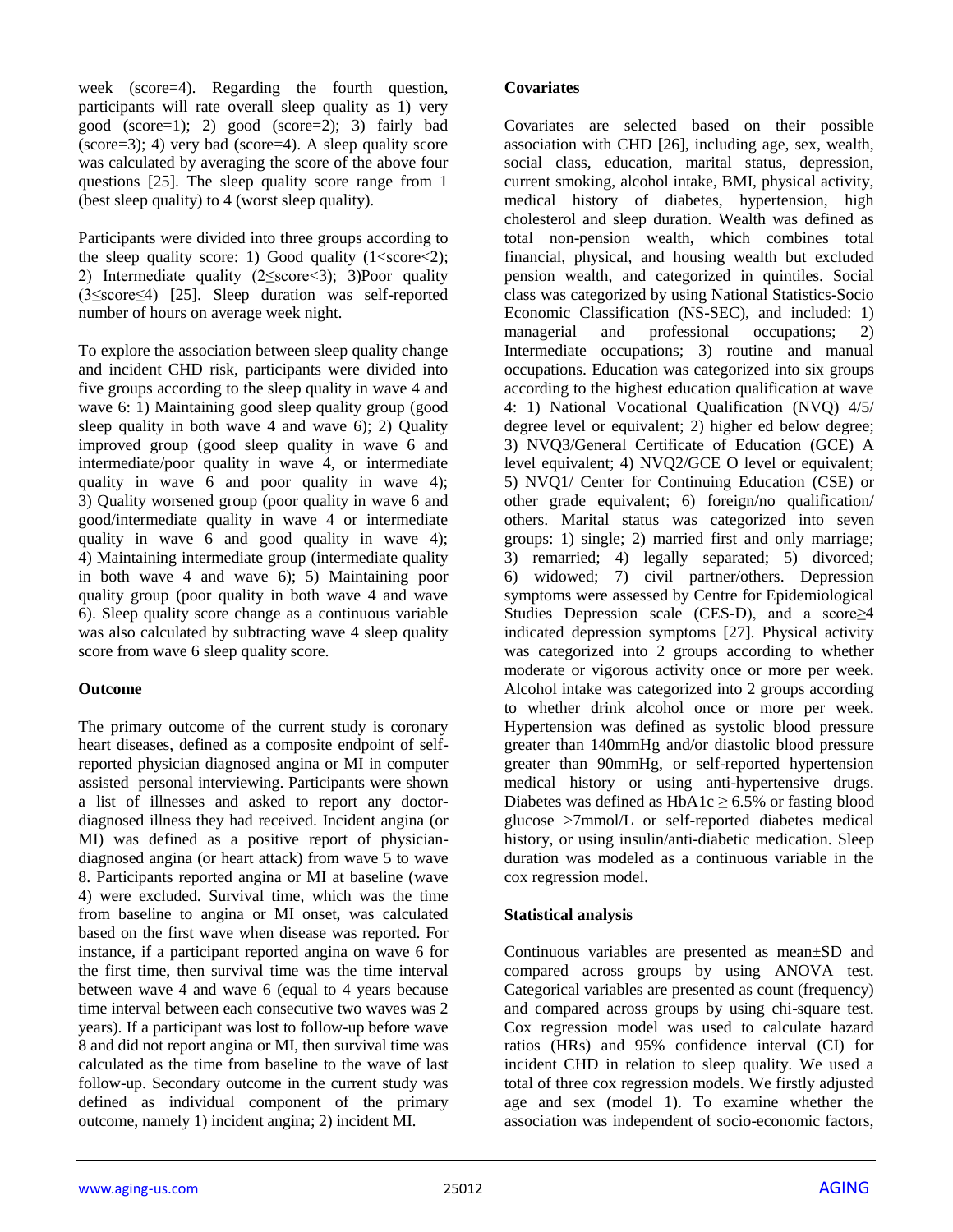week (score=4). Regarding the fourth question, participants will rate overall sleep quality as 1) very good (score=1); 2) good (score=2); 3) fairly bad (score=3); 4) very bad (score=4). A sleep quality score was calculated by averaging the score of the above four questions [25]. The sleep quality score range from 1 (best sleep quality) to 4 (worst sleep quality).

Participants were divided into three groups according to the sleep quality score: 1) Good quality (1<score<2); 2) Intermediate quality (2≤score<3); 3)Poor quality (3≤score≤4) [25]. Sleep duration was self-reported number of hours on average week night.

To explore the association between sleep quality change and incident CHD risk, participants were divided into five groups according to the sleep quality in wave 4 and wave 6: 1) Maintaining good sleep quality group (good sleep quality in both wave 4 and wave 6); 2) Quality improved group (good sleep quality in wave 6 and intermediate/poor quality in wave 4, or intermediate quality in wave 6 and poor quality in wave 4); 3) Quality worsened group (poor quality in wave 6 and good/intermediate quality in wave 4 or intermediate quality in wave 6 and good quality in wave 4); 4) Maintaining intermediate group (intermediate quality in both wave 4 and wave 6); 5) Maintaining poor quality group (poor quality in both wave 4 and wave 6). Sleep quality score change as a continuous variable was also calculated by subtracting wave 4 sleep quality score from wave 6 sleep quality score.

**Outcome**

The primary outcome of the current study is coronary heart diseases, defined as a composite endpoint of self-reported physician diagnosed angina or MI in computer assisted personal interviewing. Participants were shown a list of illnesses and asked to report any doctor-diagnosed illness they had received. Incident angina (or MI) was defined as a positive report of physician-diagnosed angina (or heart attack) from wave 5 to wave 8. Participants reported angina or MI at baseline (wave 4) were excluded. Survival time, which was the time from baseline to angina or MI onset, was calculated based on the first wave when disease was reported. For instance, if a participant reported angina on wave 6 for the first time, then survival time was the time interval between wave 4 and wave 6 (equal to 4 years because time interval between each consecutive two waves was 2 years). If a participant was lost to follow-up before wave 8 and did not report angina or MI, then survival time was calculated as the time from baseline to the wave of last follow-up. Secondary outcome in the current study was defined as individual component of the primary outcome, namely 1) incident angina; 2) incident MI.

**Covariates**

Covariates are selected based on their possible association with CHD [26], including age, sex, wealth, social class, education, marital status, depression, current smoking, alcohol intake, BMI, physical activity, medical history of diabetes, hypertension, high cholesterol and sleep duration. Wealth was defined as total non-pension wealth, which combines total financial, physical, and housing wealth but excluded pension wealth, and categorized in quintiles. Social class was categorized by using National Statistics-Socio Economic Classification (NS-SEC), and included: 1) managerial and professional occupations; 2) Intermediate occupations; 3) routine and manual occupations. Education was categorized into six groups according to the highest education qualification at wave 4: 1) National Vocational Qualification (NVQ) 4/5/ degree level or equivalent; 2) higher ed below degree; 3) NVQ3/General Certificate of Education (GCE) A level equivalent; 4) NVQ2/GCE O level or equivalent; 5) NVQ1/ Center for Continuing Education (CSE) or other grade equivalent; 6) foreign/no qualification/ others. Marital status was categorized into seven groups: 1) single; 2) married first and only marriage; 3) remarried; 4) legally separated; 5) divorced; 6) widowed; 7) civil partner/others. Depression symptoms were assessed by Centre for Epidemiological Studies Depression scale (CES-D), and a score≥4 indicated depression symptoms [27]. Physical activity was categorized into 2 groups according to whether moderate or vigorous activity once or more per week. Alcohol intake was categorized into 2 groups according to whether drink alcohol once or more per week. Hypertension was defined as systolic blood pressure greater than 140mmHg and/or diastolic blood pressure greater than 90mmHg, or self-reported hypertension medical history or using anti-hypertensive drugs. Diabetes was defined as HbA1c ≥ 6.5% or fasting blood glucose >7mmol/L or self-reported diabetes medical history, or using insulin/anti-diabetic medication. Sleep duration was modeled as a continuous variable in the cox regression model.

**Statistical analysis**

Continuous variables are presented as mean±SD and compared across groups by using ANOVA test. Categorical variables are presented as count (frequency) and compared across groups by using chi-square test. Cox regression model was used to calculate hazard ratios (HRs) and 95% confidence interval (CI) for incident CHD in relation to sleep quality. We used a total of three cox regression models. We firstly adjusted age and sex (model 1). To examine whether the association was independent of socio-economic factors,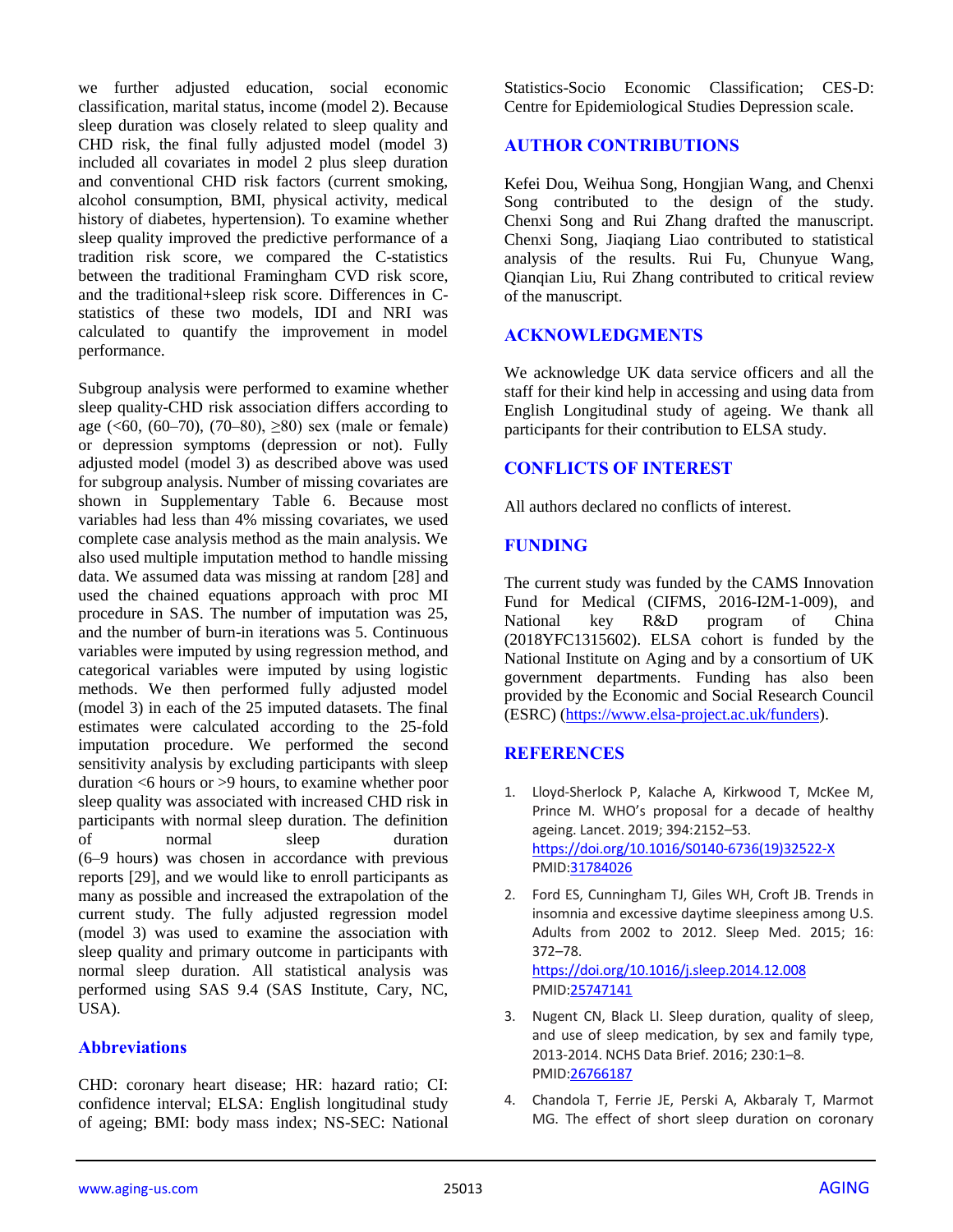we further adjusted education, social economic classification, marital status, income (model 2). Because sleep duration was closely related to sleep quality and CHD risk, the final fully adjusted model (model 3) included all covariates in model 2 plus sleep duration and conventional CHD risk factors (current smoking, alcohol consumption, BMI, physical activity, medical history of diabetes, hypertension). To examine whether sleep quality improved the predictive performance of a tradition risk score, we compared the C-statistics between the traditional Framingham CVD risk score, and the traditional+sleep risk score. Differences in C-statistics of these two models, IDI and NRI was calculated to quantify the improvement in model performance.

Subgroup analysis were performed to examine whether sleep quality-CHD risk association differs according to age (<60, (60–70), (70–80), ≥80) sex (male or female) or depression symptoms (depression or not). Fully adjusted model (model 3) as described above was used for subgroup analysis. Number of missing covariates are shown in Supplementary Table 6. Because most variables had less than 4% missing covariates, we used complete case analysis method as the main analysis. We also used multiple imputation method to handle missing data. We assumed data was missing at random [28] and used the chained equations approach with proc MI procedure in SAS. The number of imputation was 25, and the number of burn-in iterations was 5. Continuous variables were imputed by using regression method, and categorical variables were imputed by using logistic methods. We then performed fully adjusted model (model 3) in each of the 25 imputed datasets. The final estimates were calculated according to the 25-fold imputation procedure. We performed the second sensitivity analysis by excluding participants with sleep duration <6 hours or >9 hours, to examine whether poor sleep quality was associated with increased CHD risk in participants with normal sleep duration. The definition of normal sleep duration (6–9 hours) was chosen in accordance with previous reports [29], and we would like to enroll participants as many as possible and increased the extrapolation of the current study. The fully adjusted regression model (model 3) was used to examine the association with sleep quality and primary outcome in participants with normal sleep duration. All statistical analysis was performed using SAS 9.4 (SAS Institute, Cary, NC, USA).

## Abbreviations

CHD: coronary heart disease; HR: hazard ratio; CI: confidence interval; ELSA: English longitudinal study of ageing; BMI: body mass index; NS-SEC: National Statistics-Socio Economic Classification; CES-D: Centre for Epidemiological Studies Depression scale.

## AUTHOR CONTRIBUTIONS

Kefei Dou, Weihua Song, Hongjian Wang, and Chenxi Song contributed to the design of the study. Chenxi Song and Rui Zhang drafted the manuscript. Chenxi Song, Jiaqiang Liao contributed to statistical analysis of the results. Rui Fu, Chunyue Wang, Qianqian Liu, Rui Zhang contributed to critical review of the manuscript.

## ACKNOWLEDGMENTS

We acknowledge UK data service officers and all the staff for their kind help in accessing and using data from English Longitudinal study of ageing. We thank all participants for their contribution to ELSA study.

## CONFLICTS OF INTEREST

All authors declared no conflicts of interest.

## FUNDING

The current study was funded by the CAMS Innovation Fund for Medical (CIFMS, 2016-I2M-1-009), and National key R&D program of China (2018YFC1315602). ELSA cohort is funded by the National Institute on Aging and by a consortium of UK government departments. Funding has also been provided by the Economic and Social Research Council (ESRC) (https://www.elsa-project.ac.uk/funders).

## REFERENCES

1. Lloyd-Sherlock P, Kalache A, Kirkwood T, McKee M, Prince M. WHO's proposal for a decade of healthy ageing. Lancet. 2019; 394:2152–53. https://doi.org/10.1016/S0140-6736(19)32522-X PMID:31784026

2. Ford ES, Cunningham TJ, Giles WH, Croft JB. Trends in insomnia and excessive daytime sleepiness among U.S. Adults from 2002 to 2012. Sleep Med. 2015; 16: 372–78. https://doi.org/10.1016/j.sleep.2014.12.008 PMID:25747141

3. Nugent CN, Black LI. Sleep duration, quality of sleep, and use of sleep medication, by sex and family type, 2013-2014. NCHS Data Brief. 2016; 230:1–8. PMID:26766187

4. Chandola T, Ferrie JE, Perski A, Akbaraly T, Marmot MG. The effect of short sleep duration on coronary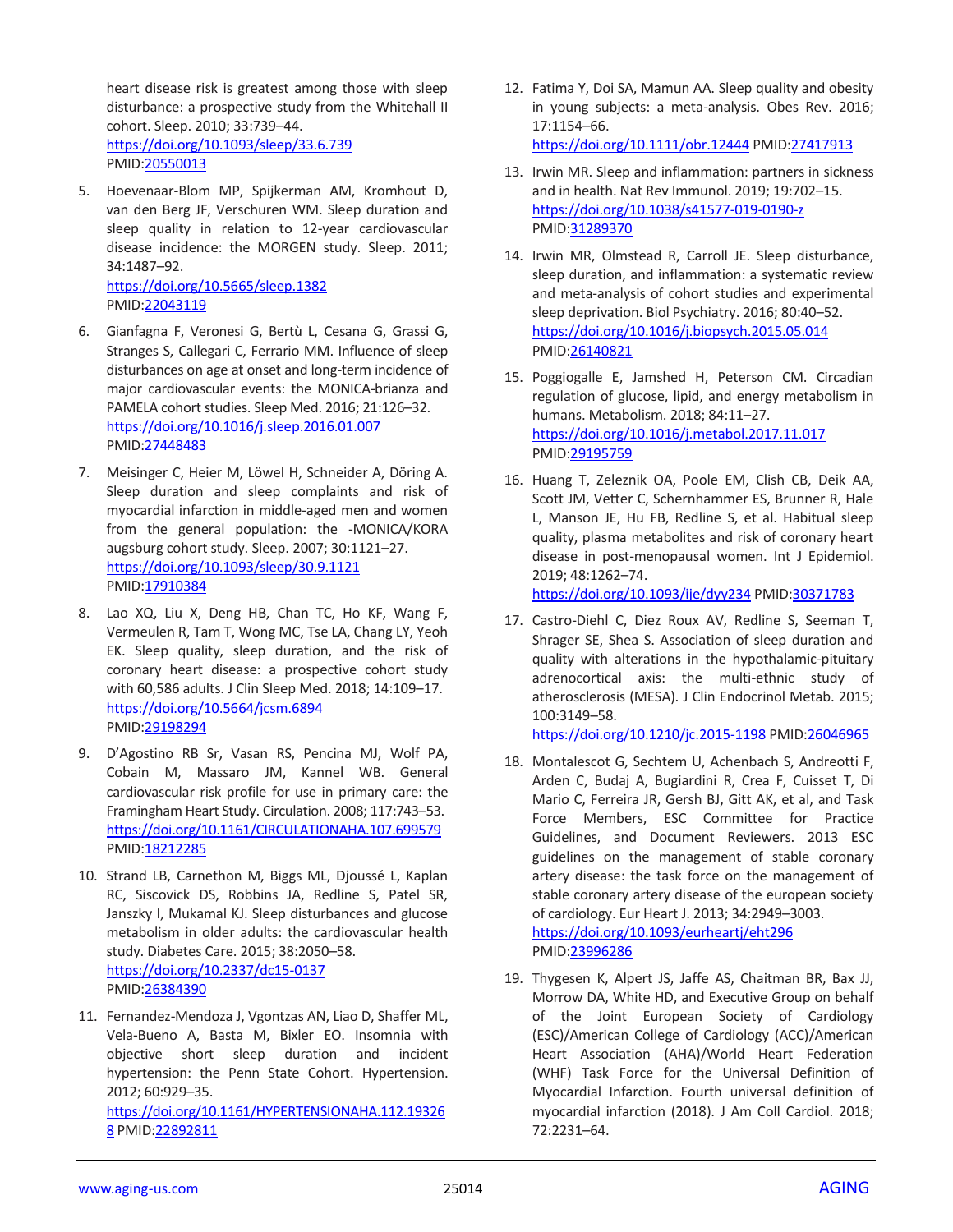heart disease risk is greatest among those with sleep disturbance: a prospective study from the Whitehall II cohort. Sleep. 2010; 33:739–44.
https://doi.org/10.1093/sleep/33.6.739
PMID:20550013

5. Hoevenaar-Blom MP, Spijkerman AM, Kromhout D, van den Berg JF, Verschuren WM. Sleep duration and sleep quality in relation to 12-year cardiovascular disease incidence: the MORGEN study. Sleep. 2011; 34:1487–92.
https://doi.org/10.5665/sleep.1382
PMID:22043119

6. Gianfagna F, Veronesi G, Bertù L, Cesana G, Grassi G, Stranges S, Callegari C, Ferrario MM. Influence of sleep disturbances on age at onset and long-term incidence of major cardiovascular events: the MONICA-brianza and PAMELA cohort studies. Sleep Med. 2016; 21:126–32.
https://doi.org/10.1016/j.sleep.2016.01.007
PMID:27448483

7. Meisinger C, Heier M, Löwel H, Schneider A, Döring A. Sleep duration and sleep complaints and risk of myocardial infarction in middle-aged men and women from the general population: the -MONICA/KORA augsburg cohort study. Sleep. 2007; 30:1121–27.
https://doi.org/10.1093/sleep/30.9.1121
PMID:17910384

8. Lao XQ, Liu X, Deng HB, Chan TC, Ho KF, Wang F, Vermeulen R, Tam T, Wong MC, Tse LA, Chang LY, Yeoh EK. Sleep quality, sleep duration, and the risk of coronary heart disease: a prospective cohort study with 60,586 adults. J Clin Sleep Med. 2018; 14:109–17.
https://doi.org/10.5664/jcsm.6894
PMID:29198294

9. D'Agostino RB Sr, Vasan RS, Pencina MJ, Wolf PA, Cobain M, Massaro JM, Kannel WB. General cardiovascular risk profile for use in primary care: the Framingham Heart Study. Circulation. 2008; 117:743–53.
https://doi.org/10.1161/CIRCULATIONAHA.107.699579
PMID:18212285

10. Strand LB, Carnethon M, Biggs ML, Djoussé L, Kaplan RC, Siscovick DS, Robbins JA, Redline S, Patel SR, Janszky I, Mukamal KJ. Sleep disturbances and glucose metabolism in older adults: the cardiovascular health study. Diabetes Care. 2015; 38:2050–58.
https://doi.org/10.2337/dc15-0137
PMID:26384390

11. Fernandez-Mendoza J, Vgontzas AN, Liao D, Shaffer ML, Vela-Bueno A, Basta M, Bixler EO. Insomnia with objective short sleep duration and incident hypertension: the Penn State Cohort. Hypertension. 2012; 60:929–35.
https://doi.org/10.1161/HYPERTENSIONAHA.112.193268 PMID:22892811

12. Fatima Y, Doi SA, Mamun AA. Sleep quality and obesity in young subjects: a meta-analysis. Obes Rev. 2016; 17:1154–66.
https://doi.org/10.1111/obr.12444 PMID:27417913

13. Irwin MR. Sleep and inflammation: partners in sickness and in health. Nat Rev Immunol. 2019; 19:702–15.
https://doi.org/10.1038/s41577-019-0190-z
PMID:31289370

14. Irwin MR, Olmstead R, Carroll JE. Sleep disturbance, sleep duration, and inflammation: a systematic review and meta-analysis of cohort studies and experimental sleep deprivation. Biol Psychiatry. 2016; 80:40–52.
https://doi.org/10.1016/j.biopsych.2015.05.014
PMID:26140821

15. Poggiogalle E, Jamshed H, Peterson CM. Circadian regulation of glucose, lipid, and energy metabolism in humans. Metabolism. 2018; 84:11–27.
https://doi.org/10.1016/j.metabol.2017.11.017
PMID:29195759

16. Huang T, Zeleznik OA, Poole EM, Clish CB, Deik AA, Scott JM, Vetter C, Schernhammer ES, Brunner R, Hale L, Manson JE, Hu FB, Redline S, et al. Habitual sleep quality, plasma metabolites and risk of coronary heart disease in post-menopausal women. Int J Epidemiol. 2019; 48:1262–74.
https://doi.org/10.1093/ije/dyy234 PMID:30371783

17. Castro-Diehl C, Diez Roux AV, Redline S, Seeman T, Shrager SE, Shea S. Association of sleep duration and quality with alterations in the hypothalamic-pituitary adrenocortical axis: the multi-ethnic study of atherosclerosis (MESA). J Clin Endocrinol Metab. 2015; 100:3149–58.
https://doi.org/10.1210/jc.2015-1198 PMID:26046965

18. Montalescot G, Sechtem U, Achenbach S, Andreotti F, Arden C, Budaj A, Bugiardini R, Crea F, Cuisset T, Di Mario C, Ferreira JR, Gersh BJ, Gitt AK, et al, and Task Force Members, ESC Committee for Practice Guidelines, and Document Reviewers. 2013 ESC guidelines on the management of stable coronary artery disease: the task force on the management of stable coronary artery disease of the european society of cardiology. Eur Heart J. 2013; 34:2949–3003.
https://doi.org/10.1093/eurheartj/eht296
PMID:23996286

19. Thygesen K, Alpert JS, Jaffe AS, Chaitman BR, Bax JJ, Morrow DA, White HD, and Executive Group on behalf of the Joint European Society of Cardiology (ESC)/American College of Cardiology (ACC)/American Heart Association (AHA)/World Heart Federation (WHF) Task Force for the Universal Definition of Myocardial Infarction. Fourth universal definition of myocardial infarction (2018). J Am Coll Cardiol. 2018; 72:2231–64.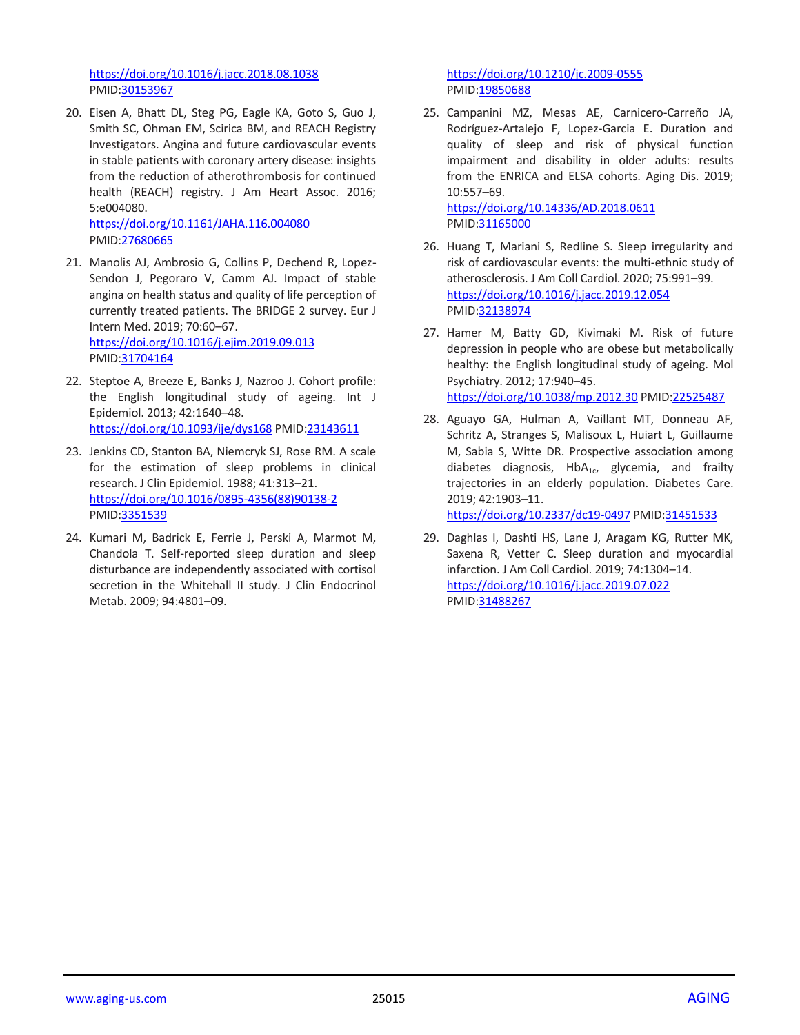https://doi.org/10.1016/j.jacc.2018.08.1038
PMID:30153967

20. Eisen A, Bhatt DL, Steg PG, Eagle KA, Goto S, Guo J, Smith SC, Ohman EM, Scirica BM, and REACH Registry Investigators. Angina and future cardiovascular events in stable patients with coronary artery disease: insights from the reduction of atherothrombosis for continued health (REACH) registry. J Am Heart Assoc. 2016; 5:e004080.
https://doi.org/10.1161/JAHA.116.004080
PMID:27680665

21. Manolis AJ, Ambrosio G, Collins P, Dechend R, Lopez-Sendon J, Pegoraro V, Camm AJ. Impact of stable angina on health status and quality of life perception of currently treated patients. The BRIDGE 2 survey. Eur J Intern Med. 2019; 70:60–67.
https://doi.org/10.1016/j.ejim.2019.09.013
PMID:31704164

22. Steptoe A, Breeze E, Banks J, Nazroo J. Cohort profile: the English longitudinal study of ageing. Int J Epidemiol. 2013; 42:1640–48.
https://doi.org/10.1093/ije/dys168 PMID:23143611

23. Jenkins CD, Stanton BA, Niemcryk SJ, Rose RM. A scale for the estimation of sleep problems in clinical research. J Clin Epidemiol. 1988; 41:313–21.
https://doi.org/10.1016/0895-4356(88)90138-2
PMID:3351539

24. Kumari M, Badrick E, Ferrie J, Perski A, Marmot M, Chandola T. Self-reported sleep duration and sleep disturbance are independently associated with cortisol secretion in the Whitehall II study. J Clin Endocrinol Metab. 2009; 94:4801–09.
https://doi.org/10.1210/jc.2009-0555
PMID:19850688

25. Campanini MZ, Mesas AE, Carnicero-Carreño JA, Rodríguez-Artalejo F, Lopez-Garcia E. Duration and quality of sleep and risk of physical function impairment and disability in older adults: results from the ENRICA and ELSA cohorts. Aging Dis. 2019; 10:557–69.
https://doi.org/10.14336/AD.2018.0611
PMID:31165000

26. Huang T, Mariani S, Redline S. Sleep irregularity and risk of cardiovascular events: the multi-ethnic study of atherosclerosis. J Am Coll Cardiol. 2020; 75:991–99.
https://doi.org/10.1016/j.jacc.2019.12.054
PMID:32138974

27. Hamer M, Batty GD, Kivimaki M. Risk of future depression in people who are obese but metabolically healthy: the English longitudinal study of ageing. Mol Psychiatry. 2012; 17:940–45.
https://doi.org/10.1038/mp.2012.30 PMID:22525487

28. Aguayo GA, Hulman A, Vaillant MT, Donneau AF, Schritz A, Stranges S, Malisoux L, Huiart L, Guillaume M, Sabia S, Witte DR. Prospective association among diabetes diagnosis, $HbA_{1c}$, glycemia, and frailty trajectories in an elderly population. Diabetes Care. 2019; 42:1903–11.
https://doi.org/10.2337/dc19-0497 PMID:31451533

29. Daghlas I, Dashti HS, Lane J, Aragam KG, Rutter MK, Saxena R, Vetter C. Sleep duration and myocardial infarction. J Am Coll Cardiol. 2019; 74:1304–14.
https://doi.org/10.1016/j.jacc.2019.07.022
PMID:31488267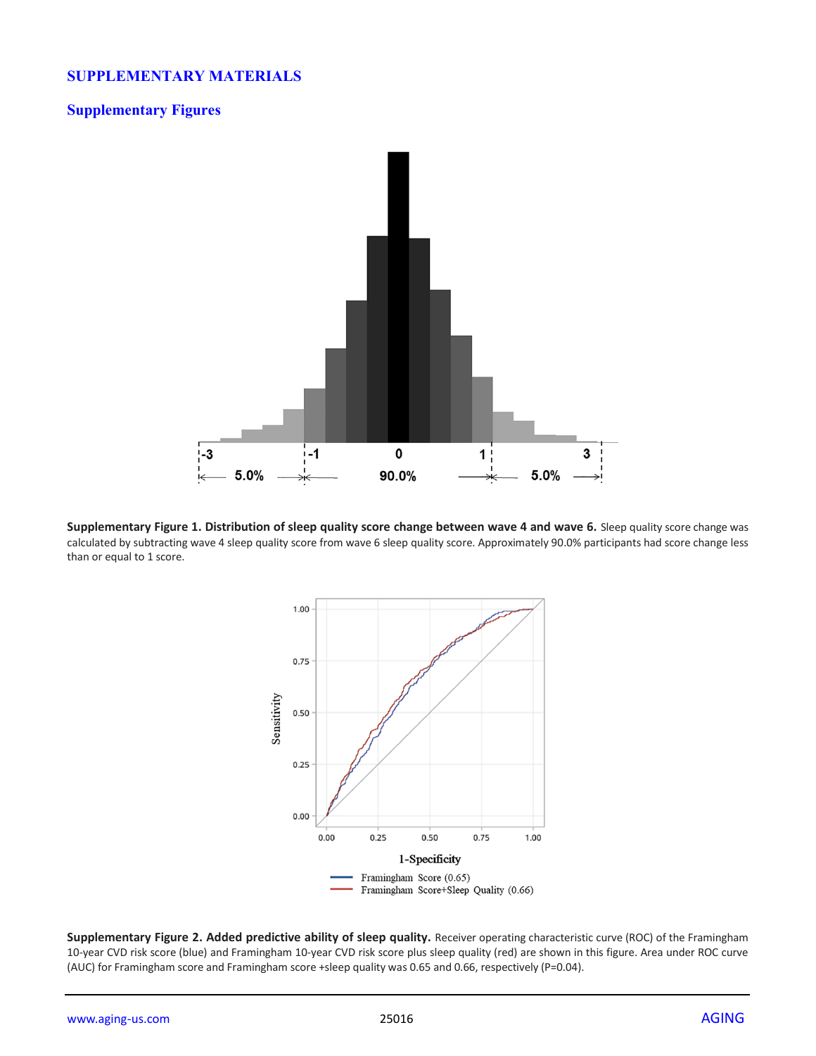# SUPPLEMENTARY MATERIALS

## Supplementary Figures

**Supplementary Figure 1. Distribution of sleep quality score change between wave 4 and wave 6.** Sleep quality score change was calculated by subtracting wave 4 sleep quality score from wave 6 sleep quality score. Approximately 90.0% participants had score change less than or equal to 1 score.

**Supplementary Figure 2. Added predictive ability of sleep quality.** Receiver operating characteristic curve (ROC) of the Framingham 10-year CVD risk score (blue) and Framingham 10-year CVD risk score plus sleep quality (red) are shown in this figure. Area under ROC curve (AUC) for Framingham score and Framingham score +sleep quality was 0.65 and 0.66, respectively (P=0.04).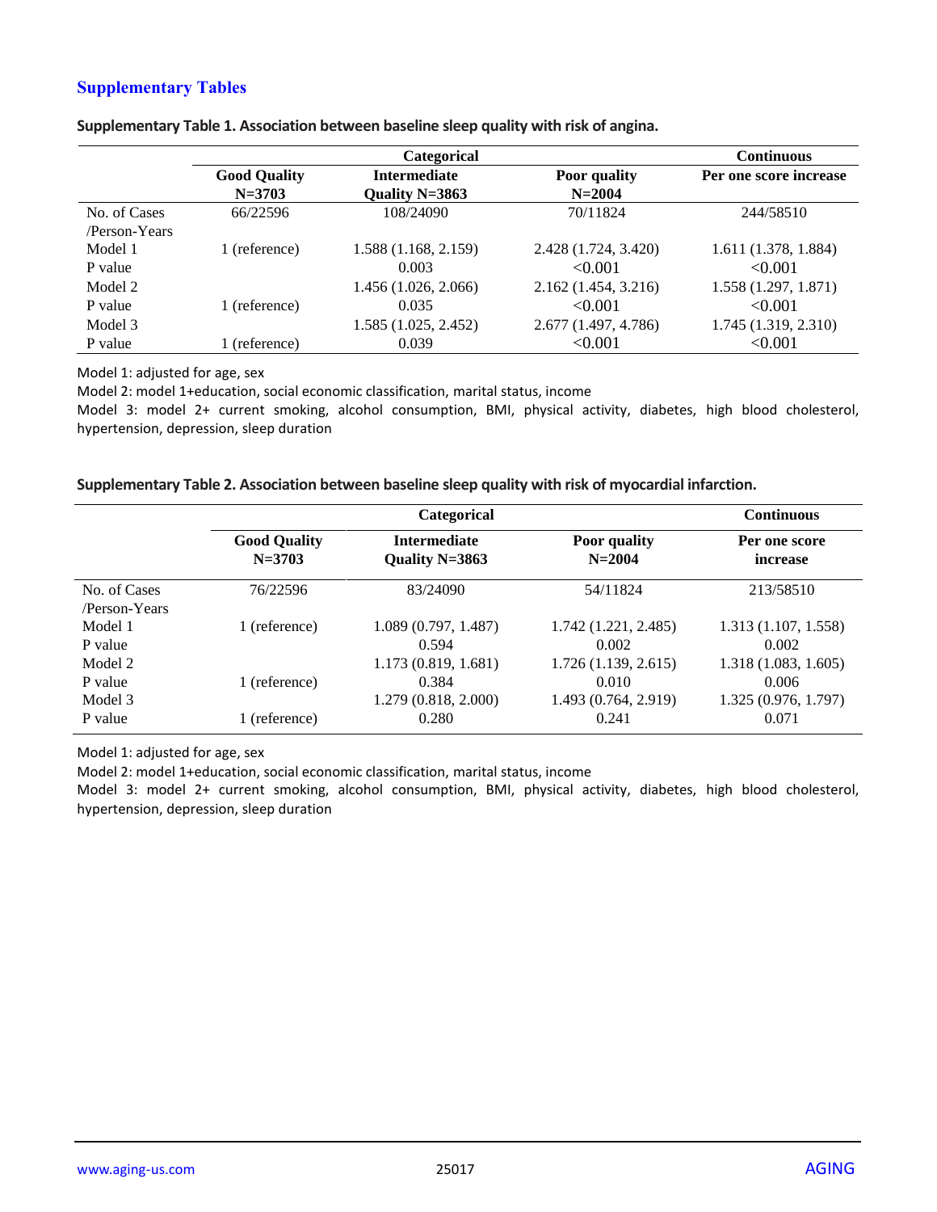## Supplementary Tables

**Supplementary Table 1. Association between baseline sleep quality with risk of angina.**

| | Categorical | | | Continuous |
|---|---|---|---|---|
| | **Good Quality N=3703** | **Intermediate Quality N=3863** | **Poor quality N=2004** | **Per one score increase** |
| No. of Cases /Person-Years | 66/22596 | 108/24090 | 70/11824 | 244/58510 |
| Model 1 | 1 (reference) | 1.588 (1.168, 2.159) | 2.428 (1.724, 3.420) | 1.611 (1.378, 1.884) |
| P value | | 0.003 | <0.001 | <0.001 |
| Model 2 | | 1.456 (1.026, 2.066) | 2.162 (1.454, 3.216) | 1.558 (1.297, 1.871) |
| P value | 1 (reference) | 0.035 | <0.001 | <0.001 |
| Model 3 | | 1.585 (1.025, 2.452) | 2.677 (1.497, 4.786) | 1.745 (1.319, 2.310) |
| P value | 1 (reference) | 0.039 | <0.001 | <0.001 |

Model 1: adjusted for age, sex

Model 2: model 1+education, social economic classification, marital status, income

Model 3: model 2+ current smoking, alcohol consumption, BMI, physical activity, diabetes, high blood cholesterol, hypertension, depression, sleep duration

**Supplementary Table 2. Association between baseline sleep quality with risk of myocardial infarction.**

| | Categorical | | | Continuous |
|---|---|---|---|---|
| | **Good Quality N=3703** | **Intermediate Quality N=3863** | **Poor quality N=2004** | **Per one score increase** |
| No. of Cases /Person-Years | 76/22596 | 83/24090 | 54/11824 | 213/58510 |
| Model 1 | 1 (reference) | 1.089 (0.797, 1.487) | 1.742 (1.221, 2.485) | 1.313 (1.107, 1.558) |
| P value | | 0.594 | 0.002 | 0.002 |
| Model 2 | | 1.173 (0.819, 1.681) | 1.726 (1.139, 2.615) | 1.318 (1.083, 1.605) |
| P value | 1 (reference) | 0.384 | 0.010 | 0.006 |
| Model 3 | | 1.279 (0.818, 2.000) | 1.493 (0.764, 2.919) | 1.325 (0.976, 1.797) |
| P value | 1 (reference) | 0.280 | 0.241 | 0.071 |

Model 1: adjusted for age, sex

Model 2: model 1+education, social economic classification, marital status, income

Model 3: model 2+ current smoking, alcohol consumption, BMI, physical activity, diabetes, high blood cholesterol, hypertension, depression, sleep duration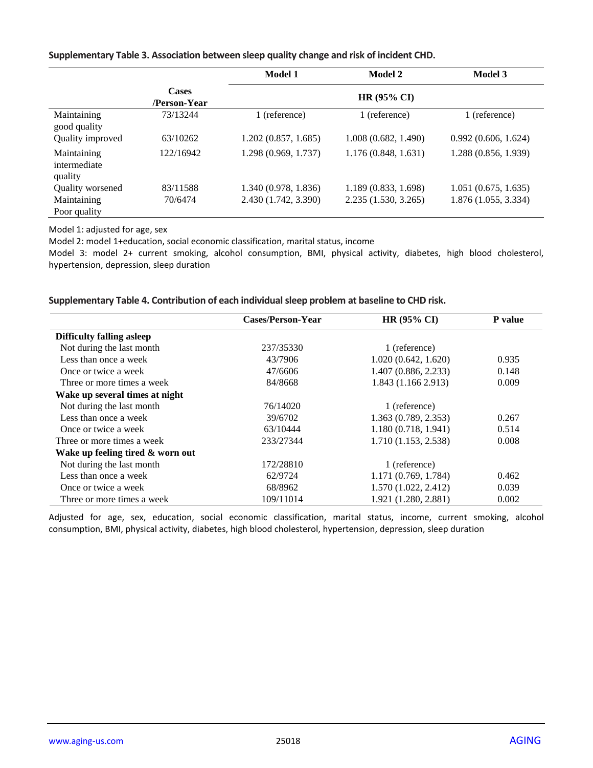**Supplementary Table 3. Association between sleep quality change and risk of incident CHD.**

| | Cases /Person-Year | Model 1 | Model 2 | Model 3 |
|---|---|---|---|---|
| | | HR (95% CI) | | |
| Maintaining good quality | 73/13244 | 1 (reference) | 1 (reference) | 1 (reference) |
| Quality improved | 63/10262 | 1.202 (0.857, 1.685) | 1.008 (0.682, 1.490) | 0.992 (0.606, 1.624) |
| Maintaining intermediate quality | 122/16942 | 1.298 (0.969, 1.737) | 1.176 (0.848, 1.631) | 1.288 (0.856, 1.939) |
| Quality worsened | 83/11588 | 1.340 (0.978, 1.836) | 1.189 (0.833, 1.698) | 1.051 (0.675, 1.635) |
| Maintaining Poor quality | 70/6474 | 2.430 (1.742, 3.390) | 2.235 (1.530, 3.265) | 1.876 (1.055, 3.334) |

Model 1: adjusted for age, sex

Model 2: model 1+education, social economic classification, marital status, income

Model 3: model 2+ current smoking, alcohol consumption, BMI, physical activity, diabetes, high blood cholesterol, hypertension, depression, sleep duration

**Supplementary Table 4. Contribution of each individual sleep problem at baseline to CHD risk.**

| | Cases/Person-Year | HR (95% CI) | P value |
|---|---|---|---|
| **Difficulty falling asleep** | | | |
| Not during the last month | 237/35330 | 1 (reference) | |
| Less than once a week | 43/7906 | 1.020 (0.642, 1.620) | 0.935 |
| Once or twice a week | 47/6606 | 1.407 (0.886, 2.233) | 0.148 |
| Three or more times a week | 84/8668 | 1.843 (1.166 2.913) | 0.009 |
| **Wake up several times at night** | | | |
| Not during the last month | 76/14020 | 1 (reference) | |
| Less than once a week | 39/6702 | 1.363 (0.789, 2.353) | 0.267 |
| Once or twice a week | 63/10444 | 1.180 (0.718, 1.941) | 0.514 |
| Three or more times a week | 233/27344 | 1.710 (1.153, 2.538) | 0.008 |
| **Wake up feeling tired & worn out** | | | |
| Not during the last month | 172/28810 | 1 (reference) | |
| Less than once a week | 62/9724 | 1.171 (0.769, 1.784) | 0.462 |
| Once or twice a week | 68/8962 | 1.570 (1.022, 2.412) | 0.039 |
| Three or more times a week | 109/11014 | 1.921 (1.280, 2.881) | 0.002 |

Adjusted for age, sex, education, social economic classification, marital status, income, current smoking, alcohol consumption, BMI, physical activity, diabetes, high blood cholesterol, hypertension, depression, sleep duration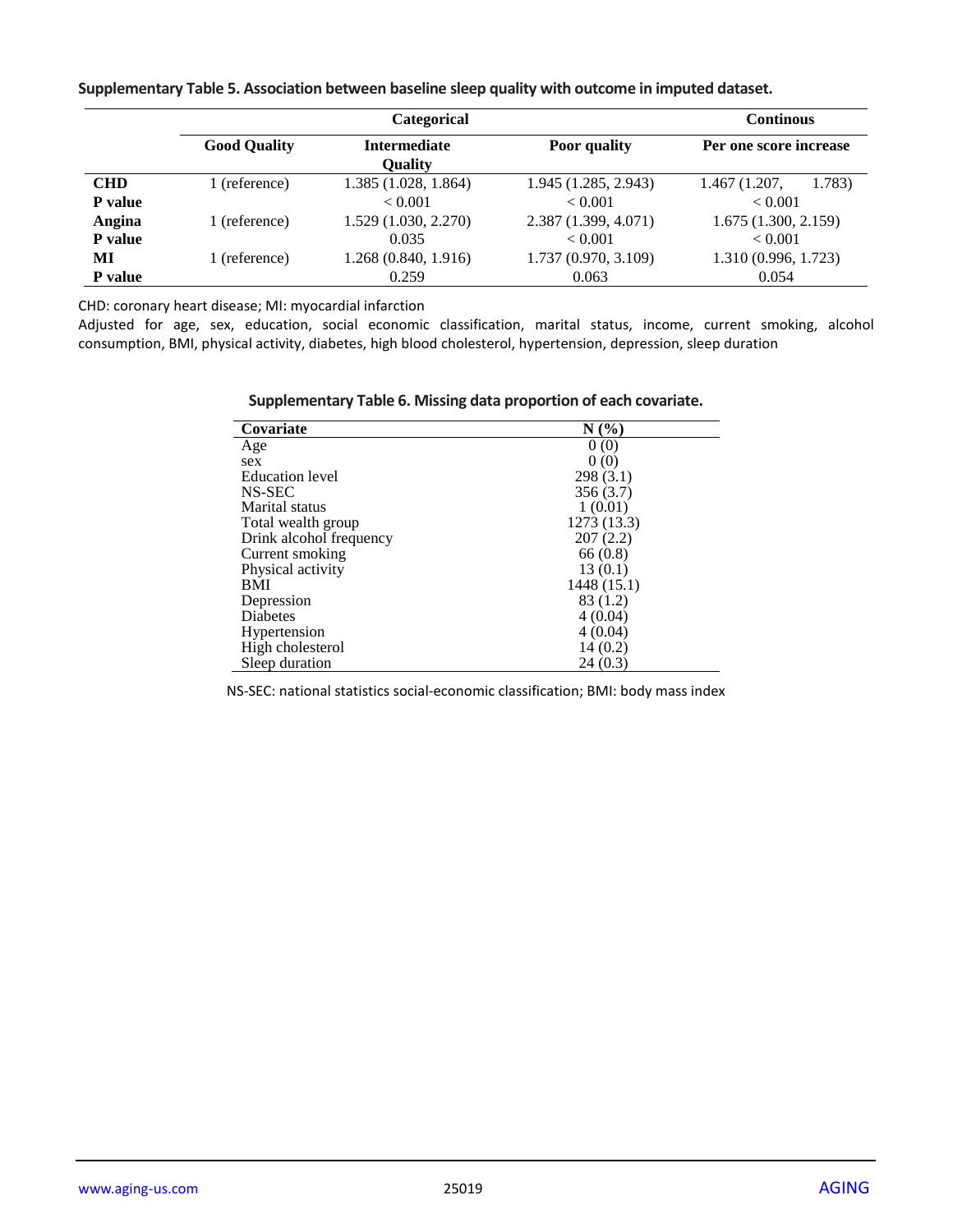**Supplementary Table 5. Association between baseline sleep quality with outcome in imputed dataset.**

| | Categorical | | | Continous |
|---|---|---|---|---|
| | **Good Quality** | **Intermediate Quality** | **Poor quality** | **Per one score increase** |
| **CHD** | 1 (reference) | 1.385 (1.028, 1.864) | 1.945 (1.285, 2.943) | 1.467 (1.207, 1.783) |
| **P value** | | < 0.001 | < 0.001 | < 0.001 |
| **Angina** | 1 (reference) | 1.529 (1.030, 2.270) | 2.387 (1.399, 4.071) | 1.675 (1.300, 2.159) |
| **P value** | | 0.035 | < 0.001 | < 0.001 |
| **MI** | 1 (reference) | 1.268 (0.840, 1.916) | 1.737 (0.970, 3.109) | 1.310 (0.996, 1.723) |
| **P value** | | 0.259 | 0.063 | 0.054 |

CHD: coronary heart disease; MI: myocardial infarction

Adjusted for age, sex, education, social economic classification, marital status, income, current smoking, alcohol consumption, BMI, physical activity, diabetes, high blood cholesterol, hypertension, depression, sleep duration

**Supplementary Table 6. Missing data proportion of each covariate.**

| Covariate | N (%) |
|---|---|
| Age | 0 (0) |
| sex | 0 (0) |
| Education level | 298 (3.1) |
| NS-SEC | 356 (3.7) |
| Marital status | 1 (0.01) |
| Total wealth group | 1273 (13.3) |
| Drink alcohol frequency | 207 (2.2) |
| Current smoking | 66 (0.8) |
| Physical activity | 13 (0.1) |
| BMI | 1448 (15.1) |
| Depression | 83 (1.2) |
| Diabetes | 4 (0.04) |
| Hypertension | 4 (0.04) |
| High cholesterol | 14 (0.2) |
| Sleep duration | 24 (0.3) |

NS-SEC: national statistics social-economic classification; BMI: body mass index